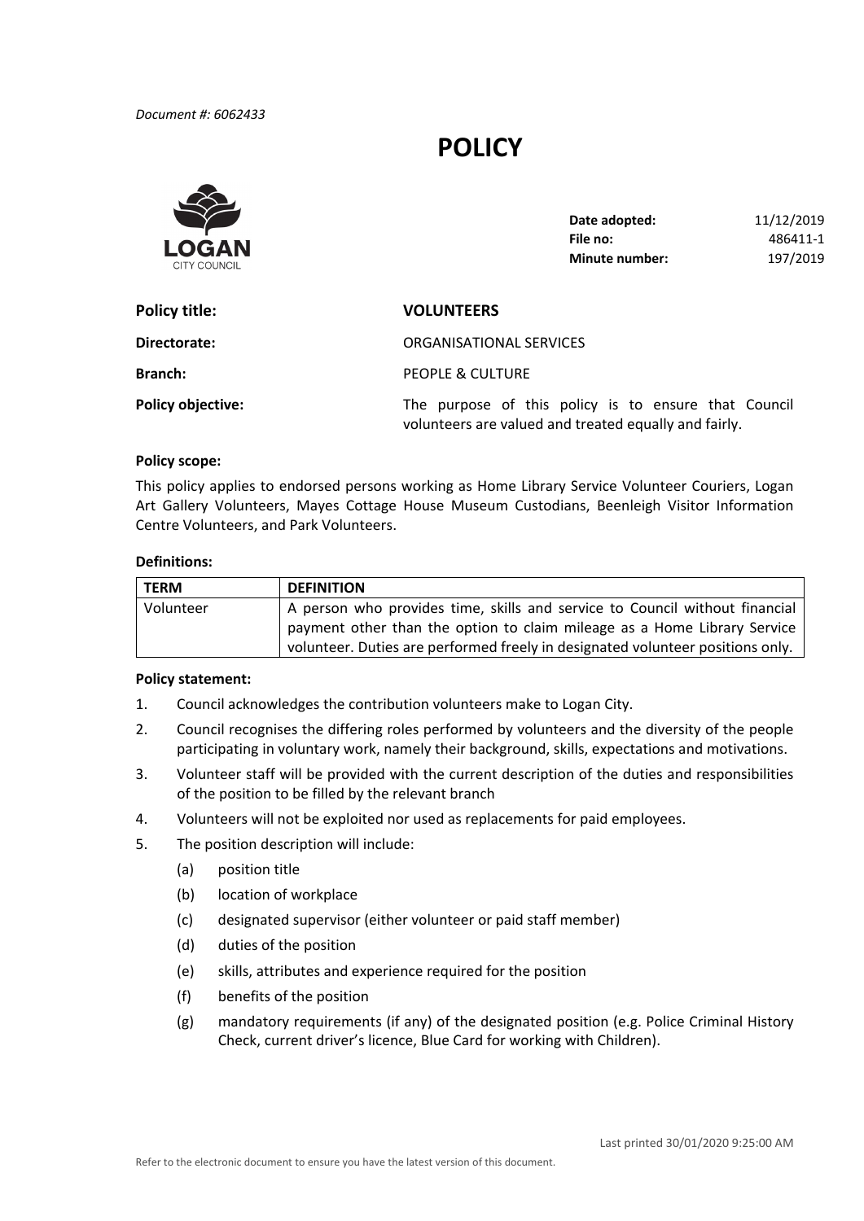*Document #: 6062433*

# POLICY

LOGAN CITY COUNCIL

| | |
|---|---|
| **Date adopted:** | 11/12/2019 |
| **File no:** | 486411-1 |
| **Minute number:** | 197/2019 |

| | |
|---|---|
| **Policy title:** | **VOLUNTEERS** |
| **Directorate:** | ORGANISATIONAL SERVICES |
| **Branch:** | PEOPLE & CULTURE |
| **Policy objective:** | The purpose of this policy is to ensure that Council volunteers are valued and treated equally and fairly. |

**Policy scope:**

This policy applies to endorsed persons working as Home Library Service Volunteer Couriers, Logan Art Gallery Volunteers, Mayes Cottage House Museum Custodians, Beenleigh Visitor Information Centre Volunteers, and Park Volunteers.

**Definitions:**

| TERM | DEFINITION |
|---|---|
| Volunteer | A person who provides time, skills and service to Council without financial payment other than the option to claim mileage as a Home Library Service volunteer. Duties are performed freely in designated volunteer positions only. |

**Policy statement:**

1. Council acknowledges the contribution volunteers make to Logan City.
2. Council recognises the differing roles performed by volunteers and the diversity of the people participating in voluntary work, namely their background, skills, expectations and motivations.
3. Volunteer staff will be provided with the current description of the duties and responsibilities of the position to be filled by the relevant branch
4. Volunteers will not be exploited nor used as replacements for paid employees.
5. The position description will include:
   - (a) position title
   - (b) location of workplace
   - (c) designated supervisor (either volunteer or paid staff member)
   - (d) duties of the position
   - (e) skills, attributes and experience required for the position
   - (f) benefits of the position
   - (g) mandatory requirements (if any) of the designated position (e.g. Police Criminal History Check, current driver's licence, Blue Card for working with Children).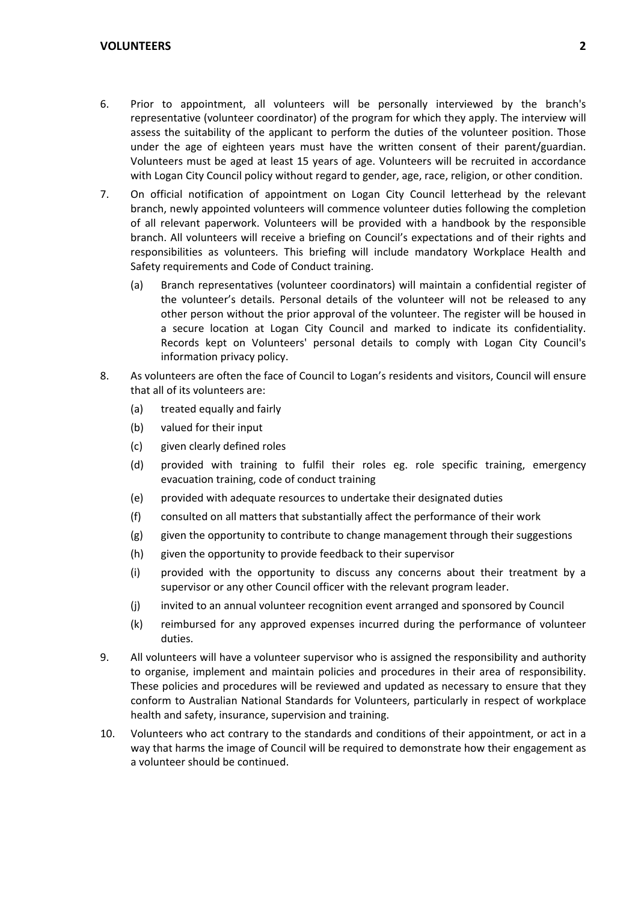6. Prior to appointment, all volunteers will be personally interviewed by the branch's representative (volunteer coordinator) of the program for which they apply. The interview will assess the suitability of the applicant to perform the duties of the volunteer position. Those under the age of eighteen years must have the written consent of their parent/guardian. Volunteers must be aged at least 15 years of age. Volunteers will be recruited in accordance with Logan City Council policy without regard to gender, age, race, religion, or other condition.

7. On official notification of appointment on Logan City Council letterhead by the relevant branch, newly appointed volunteers will commence volunteer duties following the completion of all relevant paperwork. Volunteers will be provided with a handbook by the responsible branch. All volunteers will receive a briefing on Council's expectations and of their rights and responsibilities as volunteers. This briefing will include mandatory Workplace Health and Safety requirements and Code of Conduct training.

   (a) Branch representatives (volunteer coordinators) will maintain a confidential register of the volunteer's details. Personal details of the volunteer will not be released to any other person without the prior approval of the volunteer. The register will be housed in a secure location at Logan City Council and marked to indicate its confidentiality. Records kept on Volunteers' personal details to comply with Logan City Council's information privacy policy.

8. As volunteers are often the face of Council to Logan's residents and visitors, Council will ensure that all of its volunteers are:

   (a) treated equally and fairly
   (b) valued for their input
   (c) given clearly defined roles
   (d) provided with training to fulfil their roles eg. role specific training, emergency evacuation training, code of conduct training
   (e) provided with adequate resources to undertake their designated duties
   (f) consulted on all matters that substantially affect the performance of their work
   (g) given the opportunity to contribute to change management through their suggestions
   (h) given the opportunity to provide feedback to their supervisor
   (i) provided with the opportunity to discuss any concerns about their treatment by a supervisor or any other Council officer with the relevant program leader.
   (j) invited to an annual volunteer recognition event arranged and sponsored by Council
   (k) reimbursed for any approved expenses incurred during the performance of volunteer duties.

9. All volunteers will have a volunteer supervisor who is assigned the responsibility and authority to organise, implement and maintain policies and procedures in their area of responsibility. These policies and procedures will be reviewed and updated as necessary to ensure that they conform to Australian National Standards for Volunteers, particularly in respect of workplace health and safety, insurance, supervision and training.

10. Volunteers who act contrary to the standards and conditions of their appointment, or act in a way that harms the image of Council will be required to demonstrate how their engagement as a volunteer should be continued.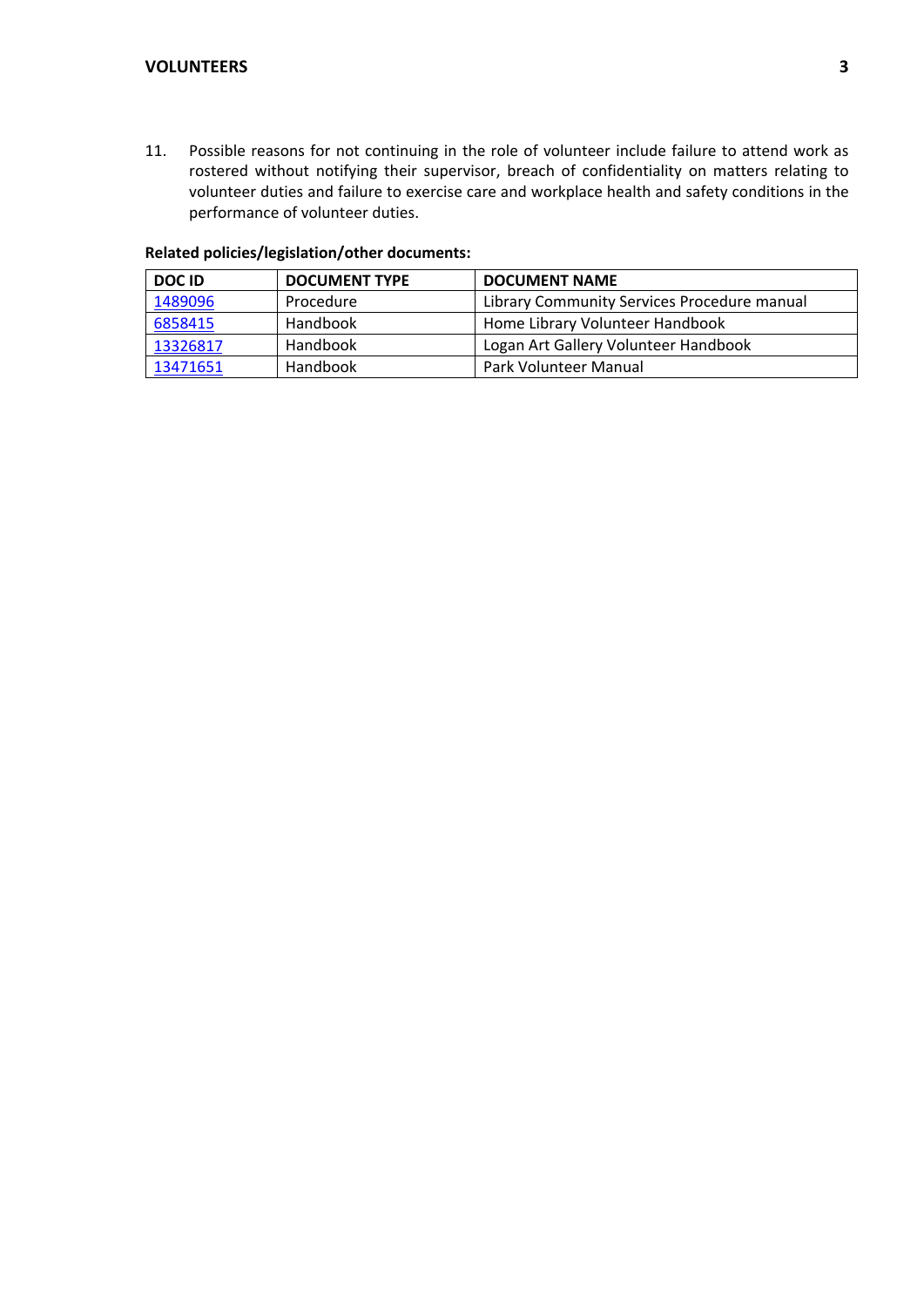11. Possible reasons for not continuing in the role of volunteer include failure to attend work as rostered without notifying their supervisor, breach of confidentiality on matters relating to volunteer duties and failure to exercise care and workplace health and safety conditions in the performance of volunteer duties.

**Related policies/legislation/other documents:**

| DOC ID | DOCUMENT TYPE | DOCUMENT NAME |
|---|---|---|
| 1489096 | Procedure | Library Community Services Procedure manual |
| 6858415 | Handbook | Home Library Volunteer Handbook |
| 13326817 | Handbook | Logan Art Gallery Volunteer Handbook |
| 13471651 | Handbook | Park Volunteer Manual |